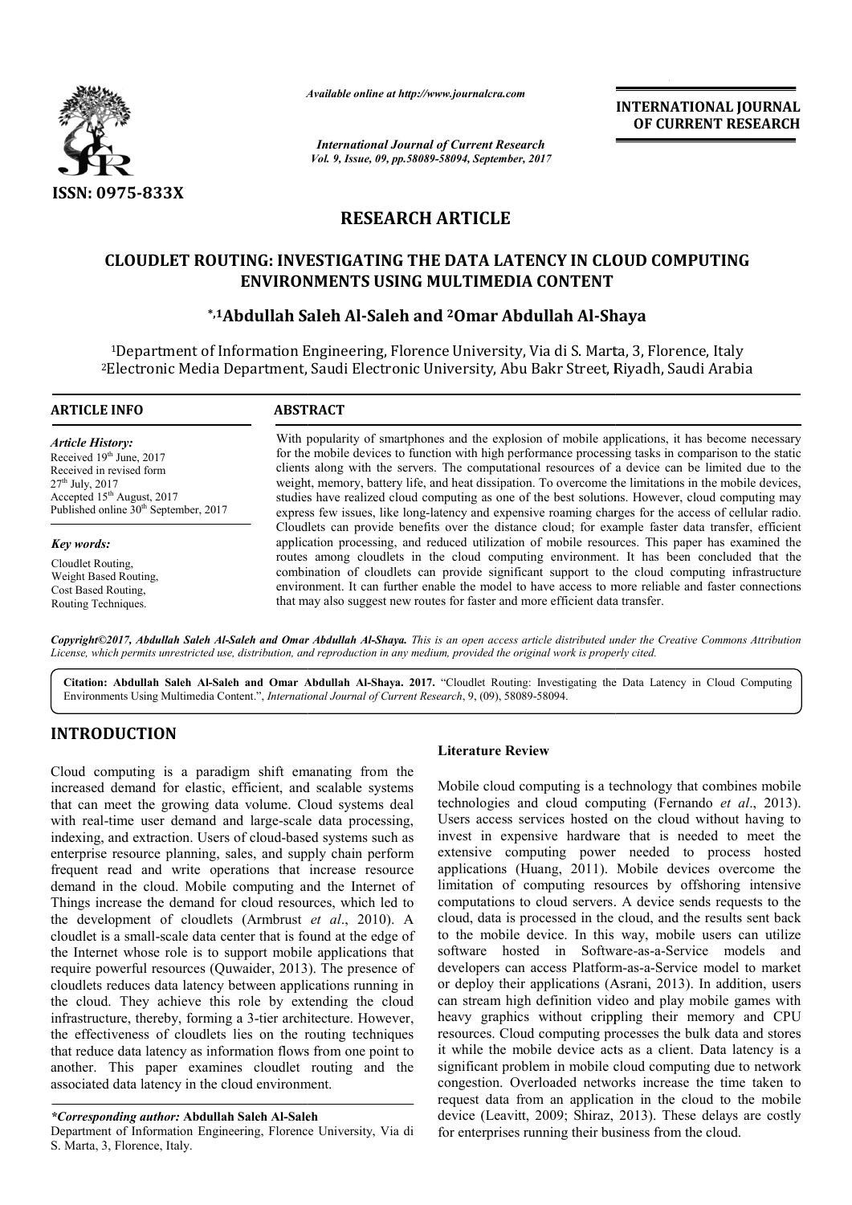ISSN: 0975-833X

*Available online at http://www.journalcra.com*

*International Journal of Current Research*
*Vol. 9, Issue, 09, pp.58089-58094, September, 2017*

**INTERNATIONAL JOURNAL OF CURRENT RESEARCH**

## RESEARCH ARTICLE

# CLOUDLET ROUTING: INVESTIGATING THE DATA LATENCY IN CLOUD COMPUTING ENVIRONMENTS USING MULTIMEDIA CONTENT

**\*,1Abdullah Saleh Al-Saleh and 2Omar Abdullah Al-Shaya**

[1]Department of Information Engineering, Florence University, Via di S. Marta, 3, Florence, Italy
[2]Electronic Media Department, Saudi Electronic University, Abu Bakr Street, Riyadh, Saudi Arabia

**ARTICLE INFO**

*Article History:*
Received 19th June, 2017
Received in revised form
27th July, 2017
Accepted 15th August, 2017
Published online 30th September, 2017

*Key words:*
Cloudlet Routing,
Weight Based Routing,
Cost Based Routing,
Routing Techniques.

**ABSTRACT**

With popularity of smartphones and the explosion of mobile applications, it has become necessary for the mobile devices to function with high performance processing tasks in comparison to the static clients along with the servers. The computational resources of a device can be limited due to the weight, memory, battery life, and heat dissipation. To overcome the limitations in the mobile devices, studies have realized cloud computing as one of the best solutions. However, cloud computing may express few issues, like long-latency and expensive roaming charges for the access of cellular radio. Cloudlets can provide benefits over the distance cloud; for example faster data transfer, efficient application processing, and reduced utilization of mobile resources. This paper has examined the routes among cloudlets in the cloud computing environment. It has been concluded that the combination of cloudlets can provide significant support to the cloud computing infrastructure environment. It can further enable the model to have access to more reliable and faster connections that may also suggest new routes for faster and more efficient data transfer.

*Copyright©2017, Abdullah Saleh Al-Saleh and Omar Abdullah Al-Shaya. This is an open access article distributed under the Creative Commons Attribution License, which permits unrestricted use, distribution, and reproduction in any medium, provided the original work is properly cited.*

**Citation: Abdullah Saleh Al-Saleh and Omar Abdullah Al-Shaya. 2017.** "Cloudlet Routing: Investigating the Data Latency in Cloud Computing Environments Using Multimedia Content.", *International Journal of Current Research*, 9, (09), 58089-58094.

## INTRODUCTION

Cloud computing is a paradigm shift emanating from the increased demand for elastic, efficient, and scalable systems that can meet the growing data volume. Cloud systems deal with real-time user demand and large-scale data processing, indexing, and extraction. Users of cloud-based systems such as enterprise resource planning, sales, and supply chain perform frequent read and write operations that increase resource demand in the cloud. Mobile computing and the Internet of Things increase the demand for cloud resources, which led to the development of cloudlets (Armbrust *et al*., 2010). A cloudlet is a small-scale data center that is found at the edge of the Internet whose role is to support mobile applications that require powerful resources (Quwaider, 2013). The presence of cloudlets reduces data latency between applications running in the cloud. They achieve this role by extending the cloud infrastructure, thereby, forming a 3-tier architecture. However, the effectiveness of cloudlets lies on the routing techniques that reduce data latency as information flows from one point to another. This paper examines cloudlet routing and the associated data latency in the cloud environment.

### Literature Review

Mobile cloud computing is a technology that combines mobile technologies and cloud computing (Fernando *et al*., 2013). Users access services hosted on the cloud without having to invest in expensive hardware that is needed to meet the extensive computing power needed to process hosted applications (Huang, 2011). Mobile devices overcome the limitation of computing resources by offshoring intensive computations to cloud servers. A device sends requests to the cloud, data is processed in the cloud, and the results sent back to the mobile device. In this way, mobile users can utilize software hosted in Software-as-a-Service models and developers can access Platform-as-a-Service model to market or deploy their applications (Asrani, 2013). In addition, users can stream high definition video and play mobile games with heavy graphics without crippling their memory and CPU resources. Cloud computing processes the bulk data and stores it while the mobile device acts as a client. Data latency is a significant problem in mobile cloud computing due to network congestion. Overloaded networks increase the time taken to request data from an application in the cloud to the mobile device (Leavitt, 2009; Shiraz, 2013). These delays are costly for enterprises running their business from the cloud.

*\*Corresponding author:* **Abdullah Saleh Al-Saleh**
Department of Information Engineering, Florence University, Via di S. Marta, 3, Florence, Italy.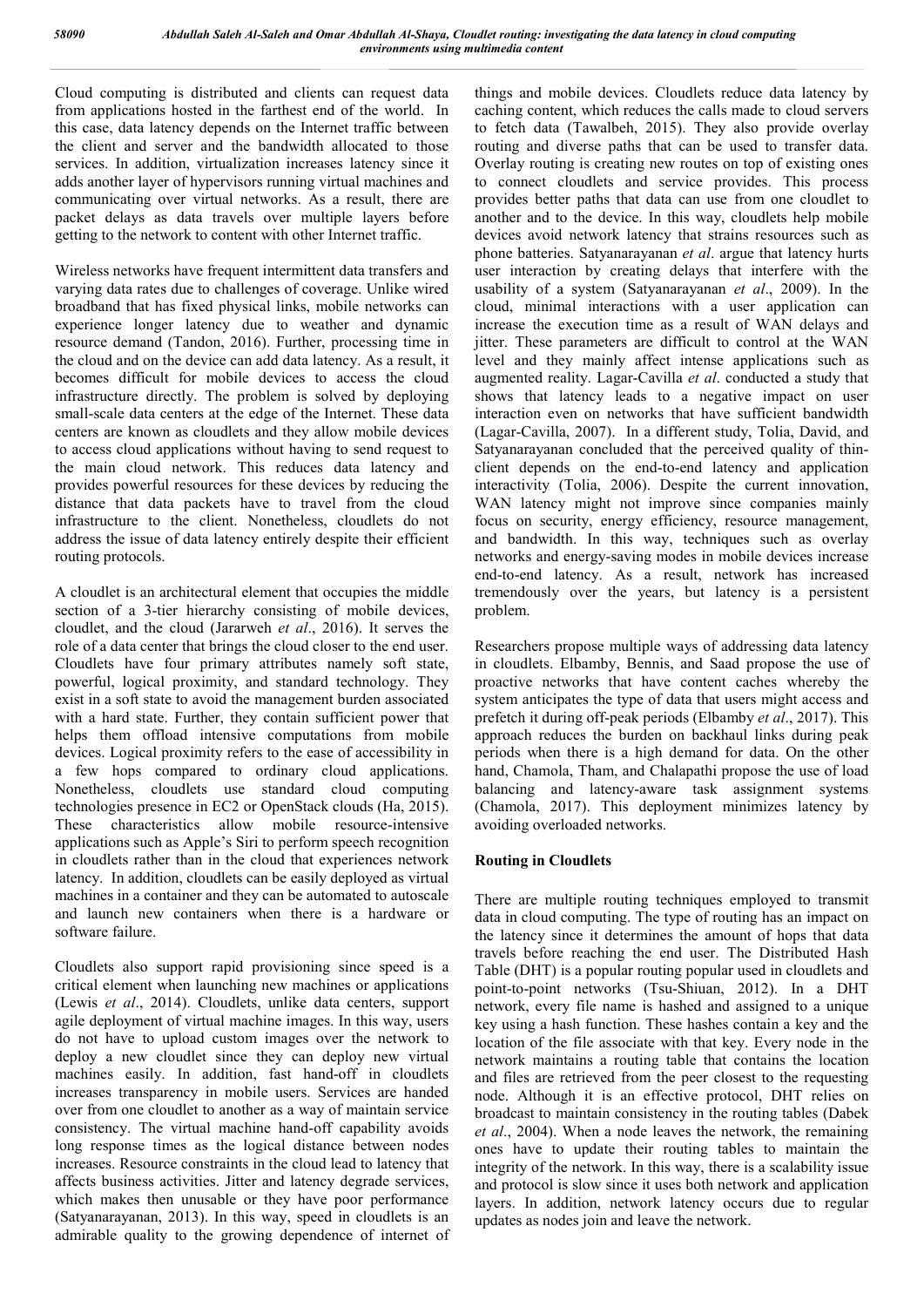Cloud computing is distributed and clients can request data from applications hosted in the farthest end of the world. In this case, data latency depends on the Internet traffic between the client and server and the bandwidth allocated to those services. In addition, virtualization increases latency since it adds another layer of hypervisors running virtual machines and communicating over virtual networks. As a result, there are packet delays as data travels over multiple layers before getting to the network to content with other Internet traffic.

Wireless networks have frequent intermittent data transfers and varying data rates due to challenges of coverage. Unlike wired broadband that has fixed physical links, mobile networks can experience longer latency due to weather and dynamic resource demand (Tandon, 2016). Further, processing time in the cloud and on the device can add data latency. As a result, it becomes difficult for mobile devices to access the cloud infrastructure directly. The problem is solved by deploying small-scale data centers at the edge of the Internet. These data centers are known as cloudlets and they allow mobile devices to access cloud applications without having to send request to the main cloud network. This reduces data latency and provides powerful resources for these devices by reducing the distance that data packets have to travel from the cloud infrastructure to the client. Nonetheless, cloudlets do not address the issue of data latency entirely despite their efficient routing protocols.

A cloudlet is an architectural element that occupies the middle section of a 3-tier hierarchy consisting of mobile devices, cloudlet, and the cloud (Jararweh *et al*., 2016). It serves the role of a data center that brings the cloud closer to the end user. Cloudlets have four primary attributes namely soft state, powerful, logical proximity, and standard technology. They exist in a soft state to avoid the management burden associated with a hard state. Further, they contain sufficient power that helps them offload intensive computations from mobile devices. Logical proximity refers to the ease of accessibility in a few hops compared to ordinary cloud applications. Nonetheless, cloudlets use standard cloud computing technologies presence in EC2 or OpenStack clouds (Ha, 2015). These characteristics allow mobile resource-intensive applications such as Apple's Siri to perform speech recognition in cloudlets rather than in the cloud that experiences network latency. In addition, cloudlets can be easily deployed as virtual machines in a container and they can be automated to autoscale and launch new containers when there is a hardware or software failure.

Cloudlets also support rapid provisioning since speed is a critical element when launching new machines or applications (Lewis *et al*., 2014). Cloudlets, unlike data centers, support agile deployment of virtual machine images. In this way, users do not have to upload custom images over the network to deploy a new cloudlet since they can deploy new virtual machines easily. In addition, fast hand-off in cloudlets increases transparency in mobile users. Services are handed over from one cloudlet to another as a way of maintain service consistency. The virtual machine hand-off capability avoids long response times as the logical distance between nodes increases. Resource constraints in the cloud lead to latency that affects business activities. Jitter and latency degrade services, which makes then unusable or they have poor performance (Satyanarayanan, 2013). In this way, speed in cloudlets is an admirable quality to the growing dependence of internet of things and mobile devices. Cloudlets reduce data latency by caching content, which reduces the calls made to cloud servers to fetch data (Tawalbeh, 2015). They also provide overlay routing and diverse paths that can be used to transfer data. Overlay routing is creating new routes on top of existing ones to connect cloudlets and service provides. This process provides better paths that data can use from one cloudlet to another and to the device. In this way, cloudlets help mobile devices avoid network latency that strains resources such as phone batteries. Satyanarayanan *et al*. argue that latency hurts user interaction by creating delays that interfere with the usability of a system (Satyanarayanan *et al*., 2009). In the cloud, minimal interactions with a user application can increase the execution time as a result of WAN delays and jitter. These parameters are difficult to control at the WAN level and they mainly affect intense applications such as augmented reality. Lagar-Cavilla *et al*. conducted a study that shows that latency leads to a negative impact on user interaction even on networks that have sufficient bandwidth (Lagar-Cavilla, 2007). In a different study, Tolia, David, and Satyanarayanan concluded that the perceived quality of thin-client depends on the end-to-end latency and application interactivity (Tolia, 2006). Despite the current innovation, WAN latency might not improve since companies mainly focus on security, energy efficiency, resource management, and bandwidth. In this way, techniques such as overlay networks and energy-saving modes in mobile devices increase end-to-end latency. As a result, network has increased tremendously over the years, but latency is a persistent problem.

Researchers propose multiple ways of addressing data latency in cloudlets. Elbamby, Bennis, and Saad propose the use of proactive networks that have content caches whereby the system anticipates the type of data that users might access and prefetch it during off-peak periods (Elbamby *et al*., 2017). This approach reduces the burden on backhaul links during peak periods when there is a high demand for data. On the other hand, Chamola, Tham, and Chalapathi propose the use of load balancing and latency-aware task assignment systems (Chamola, 2017). This deployment minimizes latency by avoiding overloaded networks.

## Routing in Cloudlets

There are multiple routing techniques employed to transmit data in cloud computing. The type of routing has an impact on the latency since it determines the amount of hops that data travels before reaching the end user. The Distributed Hash Table (DHT) is a popular routing popular used in cloudlets and point-to-point networks (Tsu-Shiuan, 2012). In a DHT network, every file name is hashed and assigned to a unique key using a hash function. These hashes contain a key and the location of the file associate with that key. Every node in the network maintains a routing table that contains the location and files are retrieved from the peer closest to the requesting node. Although it is an effective protocol, DHT relies on broadcast to maintain consistency in the routing tables (Dabek *et al*., 2004). When a node leaves the network, the remaining ones have to update their routing tables to maintain the integrity of the network. In this way, there is a scalability issue and protocol is slow since it uses both network and application layers. In addition, network latency occurs due to regular updates as nodes join and leave the network.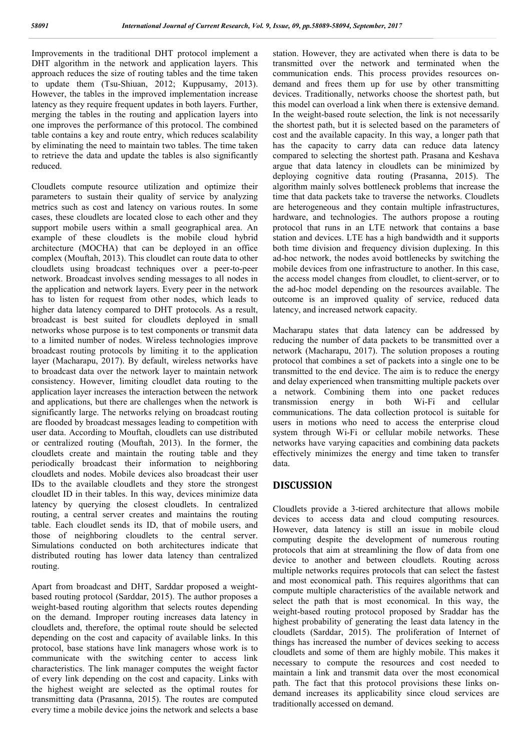Improvements in the traditional DHT protocol implement a DHT algorithm in the network and application layers. This approach reduces the size of routing tables and the time taken to update them (Tsu-Shiuan, 2012; Kuppusamy, 2013). However, the tables in the improved implementation increase latency as they require frequent updates in both layers. Further, merging the tables in the routing and application layers into one improves the performance of this protocol. The combined table contains a key and route entry, which reduces scalability by eliminating the need to maintain two tables. The time taken to retrieve the data and update the tables is also significantly reduced.

Cloudlets compute resource utilization and optimize their parameters to sustain their quality of service by analyzing metrics such as cost and latency on various routes. In some cases, these cloudlets are located close to each other and they support mobile users within a small geographical area. An example of these cloudlets is the mobile cloud hybrid architecture (MOCHA) that can be deployed in an office complex (Mouftah, 2013). This cloudlet can route data to other cloudlets using broadcast techniques over a peer-to-peer network. Broadcast involves sending messages to all nodes in the application and network layers. Every peer in the network has to listen for request from other nodes, which leads to higher data latency compared to DHT protocols. As a result, broadcast is best suited for cloudlets deployed in small networks whose purpose is to test components or transmit data to a limited number of nodes. Wireless technologies improve broadcast routing protocols by limiting it to the application layer (Macharapu, 2017). By default, wireless networks have to broadcast data over the network layer to maintain network consistency. However, limiting cloudlet data routing to the application layer increases the interaction between the network and applications, but there are challenges when the network is significantly large. The networks relying on broadcast routing are flooded by broadcast messages leading to competition with user data. According to Mouftah, cloudlets can use distributed or centralized routing (Mouftah, 2013). In the former, the cloudlets create and maintain the routing table and they periodically broadcast their information to neighboring cloudlets and nodes. Mobile devices also broadcast their user IDs to the available cloudlets and they store the strongest cloudlet ID in their tables. In this way, devices minimize data latency by querying the closest cloudlets. In centralized routing, a central server creates and maintains the routing table. Each cloudlet sends its ID, that of mobile users, and those of neighboring cloudlets to the central server. Simulations conducted on both architectures indicate that distributed routing has lower data latency than centralized routing.

Apart from broadcast and DHT, Sarddar proposed a weight-based routing protocol (Sarddar, 2015). The author proposes a weight-based routing algorithm that selects routes depending on the demand. Improper routing increases data latency in cloudlets and, therefore, the optimal route should be selected depending on the cost and capacity of available links. In this protocol, base stations have link managers whose work is to communicate with the switching center to access link characteristics. The link manager computes the weight factor of every link depending on the cost and capacity. Links with the highest weight are selected as the optimal routes for transmitting data (Prasanna, 2015). The routes are computed every time a mobile device joins the network and selects a base station. However, they are activated when there is data to be transmitted over the network and terminated when the communication ends. This process provides resources on-demand and frees them up for use by other transmitting devices. Traditionally, networks choose the shortest path, but this model can overload a link when there is extensive demand. In the weight-based route selection, the link is not necessarily the shortest path, but it is selected based on the parameters of cost and the available capacity. In this way, a longer path that has the capacity to carry data can reduce data latency compared to selecting the shortest path. Prasana and Keshava argue that data latency in cloudlets can be minimized by deploying cognitive data routing (Prasanna, 2015). The algorithm mainly solves bottleneck problems that increase the time that data packets take to traverse the networks. Cloudlets are heterogeneous and they contain multiple infrastructures, hardware, and technologies. The authors propose a routing protocol that runs in an LTE network that contains a base station and devices. LTE has a high bandwidth and it supports both time division and frequency division duplexing. In this ad-hoc network, the nodes avoid bottlenecks by switching the mobile devices from one infrastructure to another. In this case, the access model changes from cloudlet, to client-server, or to the ad-hoc model depending on the resources available. The outcome is an improved quality of service, reduced data latency, and increased network capacity.

Macharapu states that data latency can be addressed by reducing the number of data packets to be transmitted over a network (Macharapu, 2017). The solution proposes a routing protocol that combines a set of packets into a single one to be transmitted to the end device. The aim is to reduce the energy and delay experienced when transmitting multiple packets over a network. Combining them into one packet reduces transmission energy in both Wi-Fi and cellular communications. The data collection protocol is suitable for users in motions who need to access the enterprise cloud system through Wi-Fi or cellular mobile networks. These networks have varying capacities and combining data packets effectively minimizes the energy and time taken to transfer data.

## DISCUSSION

Cloudlets provide a 3-tiered architecture that allows mobile devices to access data and cloud computing resources. However, data latency is still an issue in mobile cloud computing despite the development of numerous routing protocols that aim at streamlining the flow of data from one device to another and between cloudlets. Routing across multiple networks requires protocols that can select the fastest and most economical path. This requires algorithms that can compute multiple characteristics of the available network and select the path that is most economical. In this way, the weight-based routing protocol proposed by Sraddar has the highest probability of generating the least data latency in the cloudlets (Sarddar, 2015). The proliferation of Internet of things has increased the number of devices seeking to access cloudlets and some of them are highly mobile. This makes it necessary to compute the resources and cost needed to maintain a link and transmit data over the most economical path. The fact that this protocol provisions these links on-demand increases its applicability since cloud services are traditionally accessed on demand.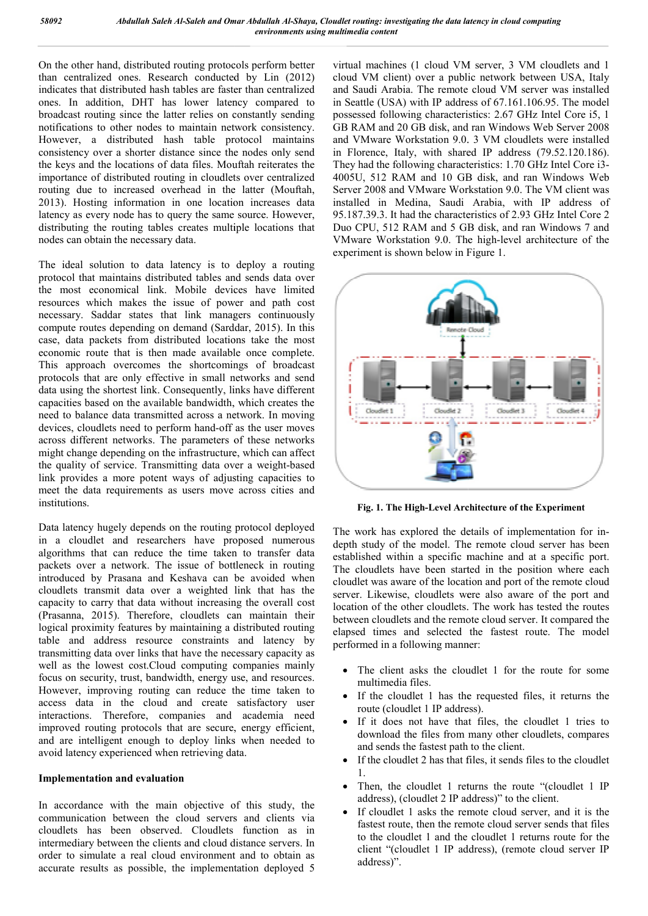On the other hand, distributed routing protocols perform better than centralized ones. Research conducted by Lin (2012) indicates that distributed hash tables are faster than centralized ones. In addition, DHT has lower latency compared to broadcast routing since the latter relies on constantly sending notifications to other nodes to maintain network consistency. However, a distributed hash table protocol maintains consistency over a shorter distance since the nodes only send the keys and the locations of data files. Mouftah reiterates the importance of distributed routing in cloudlets over centralized routing due to increased overhead in the latter (Mouftah, 2013). Hosting information in one location increases data latency as every node has to query the same source. However, distributing the routing tables creates multiple locations that nodes can obtain the necessary data.

The ideal solution to data latency is to deploy a routing protocol that maintains distributed tables and sends data over the most economical link. Mobile devices have limited resources which makes the issue of power and path cost necessary. Saddar states that link managers continuously compute routes depending on demand (Sarddar, 2015). In this case, data packets from distributed locations take the most economic route that is then made available once complete. This approach overcomes the shortcomings of broadcast protocols that are only effective in small networks and send data using the shortest link. Consequently, links have different capacities based on the available bandwidth, which creates the need to balance data transmitted across a network. In moving devices, cloudlets need to perform hand-off as the user moves across different networks. The parameters of these networks might change depending on the infrastructure, which can affect the quality of service. Transmitting data over a weight-based link provides a more potent ways of adjusting capacities to meet the data requirements as users move across cities and institutions.

Data latency hugely depends on the routing protocol deployed in a cloudlet and researchers have proposed numerous algorithms that can reduce the time taken to transfer data packets over a network. The issue of bottleneck in routing introduced by Prasana and Keshava can be avoided when cloudlets transmit data over a weighted link that has the capacity to carry that data without increasing the overall cost (Prasanna, 2015). Therefore, cloudlets can maintain their logical proximity features by maintaining a distributed routing table and address resource constraints and latency by transmitting data over links that have the necessary capacity as well as the lowest cost.Cloud computing companies mainly focus on security, trust, bandwidth, energy use, and resources. However, improving routing can reduce the time taken to access data in the cloud and create satisfactory user interactions. Therefore, companies and academia need improved routing protocols that are secure, energy efficient, and are intelligent enough to deploy links when needed to avoid latency experienced when retrieving data.

## Implementation and evaluation

In accordance with the main objective of this study, the communication between the cloud servers and clients via cloudlets has been observed. Cloudlets function as in intermediary between the clients and cloud distance servers. In order to simulate a real cloud environment and to obtain as accurate results as possible, the implementation deployed 5 virtual machines (1 cloud VM server, 3 VM cloudlets and 1 cloud VM client) over a public network between USA, Italy and Saudi Arabia. The remote cloud VM server was installed in Seattle (USA) with IP address of 67.161.106.95. The model possessed following characteristics: 2.67 GHz Intel Core i5, 1 GB RAM and 20 GB disk, and ran Windows Web Server 2008 and VMware Workstation 9.0. 3 VM cloudlets were installed in Florence, Italy, with shared IP address (79.52.120.186). They had the following characteristics: 1.70 GHz Intel Core i3-4005U, 512 RAM and 10 GB disk, and ran Windows Web Server 2008 and VMware Workstation 9.0. The VM client was installed in Medina, Saudi Arabia, with IP address of 95.187.39.3. It had the characteristics of 2.93 GHz Intel Core 2 Duo CPU, 512 RAM and 5 GB disk, and ran Windows 7 and VMware Workstation 9.0. The high-level architecture of the experiment is shown below in Figure 1.

**Fig. 1. The High-Level Architecture of the Experiment**

The work has explored the details of implementation for in-depth study of the model. The remote cloud server has been established within a specific machine and at a specific port. The cloudlets have been started in the position where each cloudlet was aware of the location and port of the remote cloud server. Likewise, cloudlets were also aware of the port and location of the other cloudlets. The work has tested the routes between cloudlets and the remote cloud server. It compared the elapsed times and selected the fastest route. The model performed in a following manner:

- The client asks the cloudlet 1 for the route for some multimedia files.
- If the cloudlet 1 has the requested files, it returns the route (cloudlet 1 IP address).
- If it does not have that files, the cloudlet 1 tries to download the files from many other cloudlets, compares and sends the fastest path to the client.
- If the cloudlet 2 has that files, it sends files to the cloudlet 1.
- Then, the cloudlet 1 returns the route "(cloudlet 1 IP address), (cloudlet 2 IP address)" to the client.
- If cloudlet 1 asks the remote cloud server, and it is the fastest route, then the remote cloud server sends that files to the cloudlet 1 and the cloudlet 1 returns route for the client "(cloudlet 1 IP address), (remote cloud server IP address)".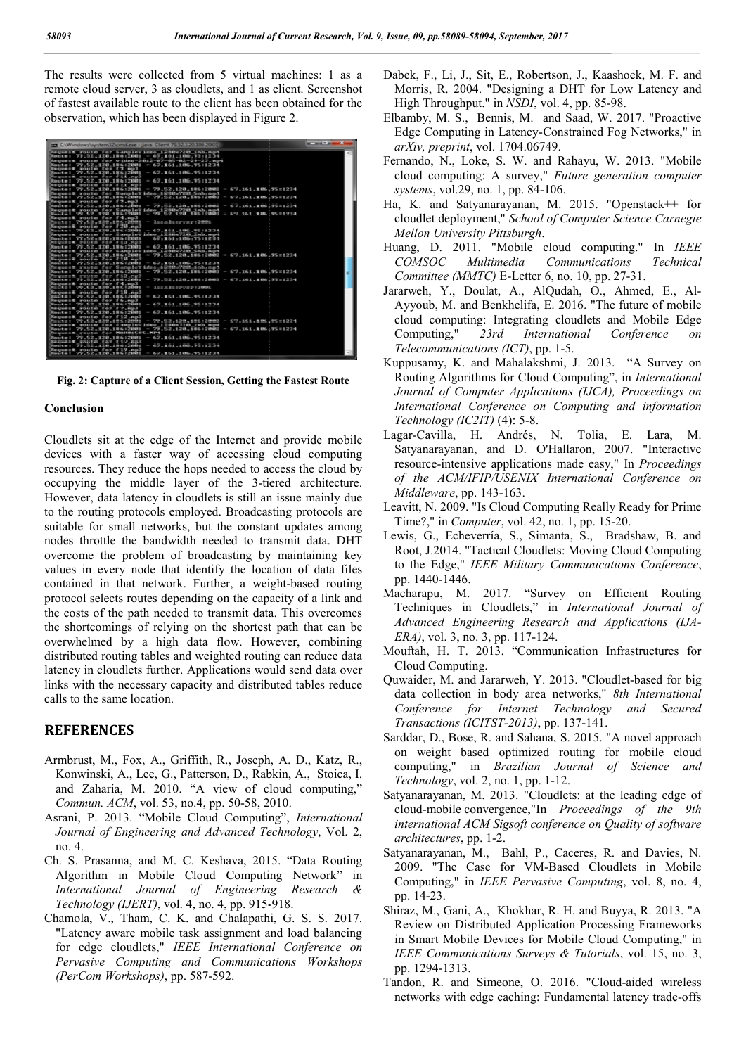The results were collected from 5 virtual machines: 1 as a remote cloud server, 3 as cloudlets, and 1 as client. Screenshot of fastest available route to the client has been obtained for the observation, which has been displayed in Figure 2.

**Fig. 2: Capture of a Client Session, Getting the Fastest Route**

### Conclusion

Cloudlets sit at the edge of the Internet and provide mobile devices with a faster way of accessing cloud computing resources. They reduce the hops needed to access the cloud by occupying the middle layer of the 3-tiered architecture. However, data latency in cloudlets is still an issue mainly due to the routing protocols employed. Broadcasting protocols are suitable for small networks, but the constant updates among nodes throttle the bandwidth needed to transmit data. DHT overcome the problem of broadcasting by maintaining key values in every node that identify the location of data files contained in that network. Further, a weight-based routing protocol selects routes depending on the capacity of a link and the costs of the path needed to transmit data. This overcomes the shortcomings of relying on the shortest path that can be overwhelmed by a high data flow. However, combining distributed routing tables and weighted routing can reduce data latency in cloudlets further. Applications would send data over links with the necessary capacity and distributed tables reduce calls to the same location.

## REFERENCES

Armbrust, M., Fox, A., Griffith, R., Joseph, A. D., Katz, R., Konwinski, A., Lee, G., Patterson, D., Rabkin, A., Stoica, I. and Zaharia, M. 2010. "A view of cloud computing," *Commun. ACM*, vol. 53, no.4, pp. 50-58, 2010.

Asrani, P. 2013. "Mobile Cloud Computing", *International Journal of Engineering and Advanced Technology*, Vol. 2, no. 4.

Ch. S. Prasanna, and M. C. Keshava, 2015. "Data Routing Algorithm in Mobile Cloud Computing Network" in *International Journal of Engineering Research & Technology (IJERT)*, vol. 4, no. 4, pp. 915-918.

Chamola, V., Tham, C. K. and Chalapathi, G. S. S. 2017. "Latency aware mobile task assignment and load balancing for edge cloudlets," *IEEE International Conference on Pervasive Computing and Communications Workshops (PerCom Workshops)*, pp. 587-592.

Dabek, F., Li, J., Sit, E., Robertson, J., Kaashoek, M. F. and Morris, R. 2004. "Designing a DHT for Low Latency and High Throughput." in *NSDI*, vol. 4, pp. 85-98.

Elbamby, M. S., Bennis, M. and Saad, W. 2017. "Proactive Edge Computing in Latency-Constrained Fog Networks," in *arXiv, preprint*, vol. 1704.06749.

Fernando, N., Loke, S. W. and Rahayu, W. 2013. "Mobile cloud computing: A survey," *Future generation computer systems*, vol.29, no. 1, pp. 84-106.

Ha, K. and Satyanarayanan, M. 2015. "Openstack++ for cloudlet deployment," *School of Computer Science Carnegie Mellon University Pittsburgh*.

Huang, D. 2011. "Mobile cloud computing." In *IEEE COMSOC Multimedia Communications Technical Committee (MMTC)* E-Letter 6, no. 10, pp. 27-31.

Jararweh, Y., Doulat, A., AlQudah, O., Ahmed, E., Al-Ayyoub, M. and Benkhelifa, E. 2016. "The future of mobile cloud computing: Integrating cloudlets and Mobile Edge Computing," *23rd International Conference on Telecommunications (ICT)*, pp. 1-5.

Kuppusamy, K. and Mahalakshmi, J. 2013. "A Survey on Routing Algorithms for Cloud Computing", in *International Journal of Computer Applications (IJCA), Proceedings on International Conference on Computing and information Technology (IC2IT)* (4): 5-8.

Lagar-Cavilla, H. Andrés, N. Tolia, E. Lara, M. Satyanarayanan, and D. O'Hallaron, 2007. "Interactive resource-intensive applications made easy," In *Proceedings of the ACM/IFIP/USENIX International Conference on Middleware*, pp. 143-163.

Leavitt, N. 2009. "Is Cloud Computing Really Ready for Prime Time?," in *Computer*, vol. 42, no. 1, pp. 15-20.

Lewis, G., Echeverría, S., Simanta, S., Bradshaw, B. and Root, J.2014. "Tactical Cloudlets: Moving Cloud Computing to the Edge," *IEEE Military Communications Conference*, pp. 1440-1446.

Macharapu, M. 2017. "Survey on Efficient Routing Techniques in Cloudlets," in *International Journal of Advanced Engineering Research and Applications (IJA-ERA)*, vol. 3, no. 3, pp. 117-124.

Mouftah, H. T. 2013. "Communication Infrastructures for Cloud Computing.

Quwaider, M. and Jararweh, Y. 2013. "Cloudlet-based for big data collection in body area networks," *8th International Conference for Internet Technology and Secured Transactions (ICITST-2013)*, pp. 137-141.

Sarddar, D., Bose, R. and Sahana, S. 2015. "A novel approach on weight based optimized routing for mobile cloud computing," in *Brazilian Journal of Science and Technology*, vol. 2, no. 1, pp. 1-12.

Satyanarayanan, M. 2013. "Cloudlets: at the leading edge of cloud-mobile convergence,"In *Proceedings of the 9th international ACM Sigsoft conference on Quality of software architectures*, pp. 1-2.

Satyanarayanan, M., Bahl, P., Caceres, R. and Davies, N. 2009. "The Case for VM-Based Cloudlets in Mobile Computing," in *IEEE Pervasive Computing*, vol. 8, no. 4, pp. 14-23.

Shiraz, M., Gani, A., Khokhar, R. H. and Buyya, R. 2013. "A Review on Distributed Application Processing Frameworks in Smart Mobile Devices for Mobile Cloud Computing," in *IEEE Communications Surveys & Tutorials*, vol. 15, no. 3, pp. 1294-1313.

Tandon, R. and Simeone, O. 2016. "Cloud-aided wireless networks with edge caching: Fundamental latency trade-offs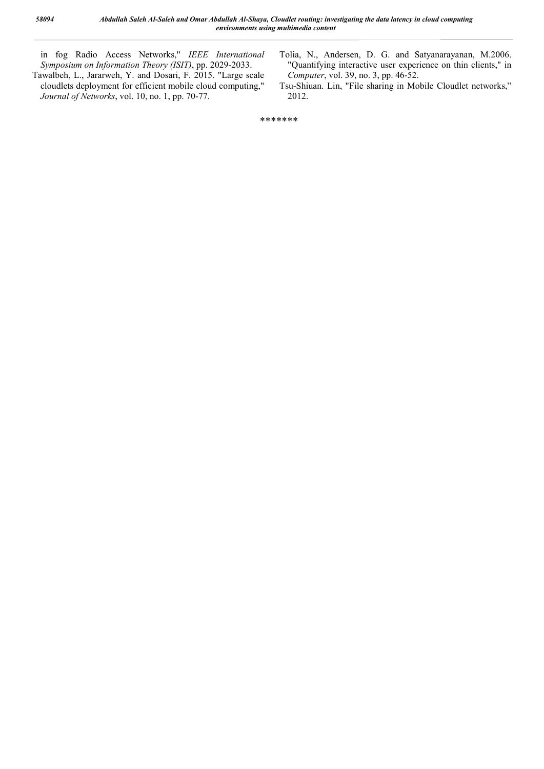in fog Radio Access Networks," *IEEE International Symposium on Information Theory (ISIT)*, pp. 2029-2033.

Tawalbeh, L., Jararweh, Y. and Dosari, F. 2015. "Large scale cloudlets deployment for efficient mobile cloud computing," *Journal of Networks*, vol. 10, no. 1, pp. 70-77.

Tolia, N., Andersen, D. G. and Satyanarayanan, M.2006. "Quantifying interactive user experience on thin clients," in *Computer*, vol. 39, no. 3, pp. 46-52.

Tsu-Shiuan. Lin, "File sharing in Mobile Cloudlet networks," 2012.

*******